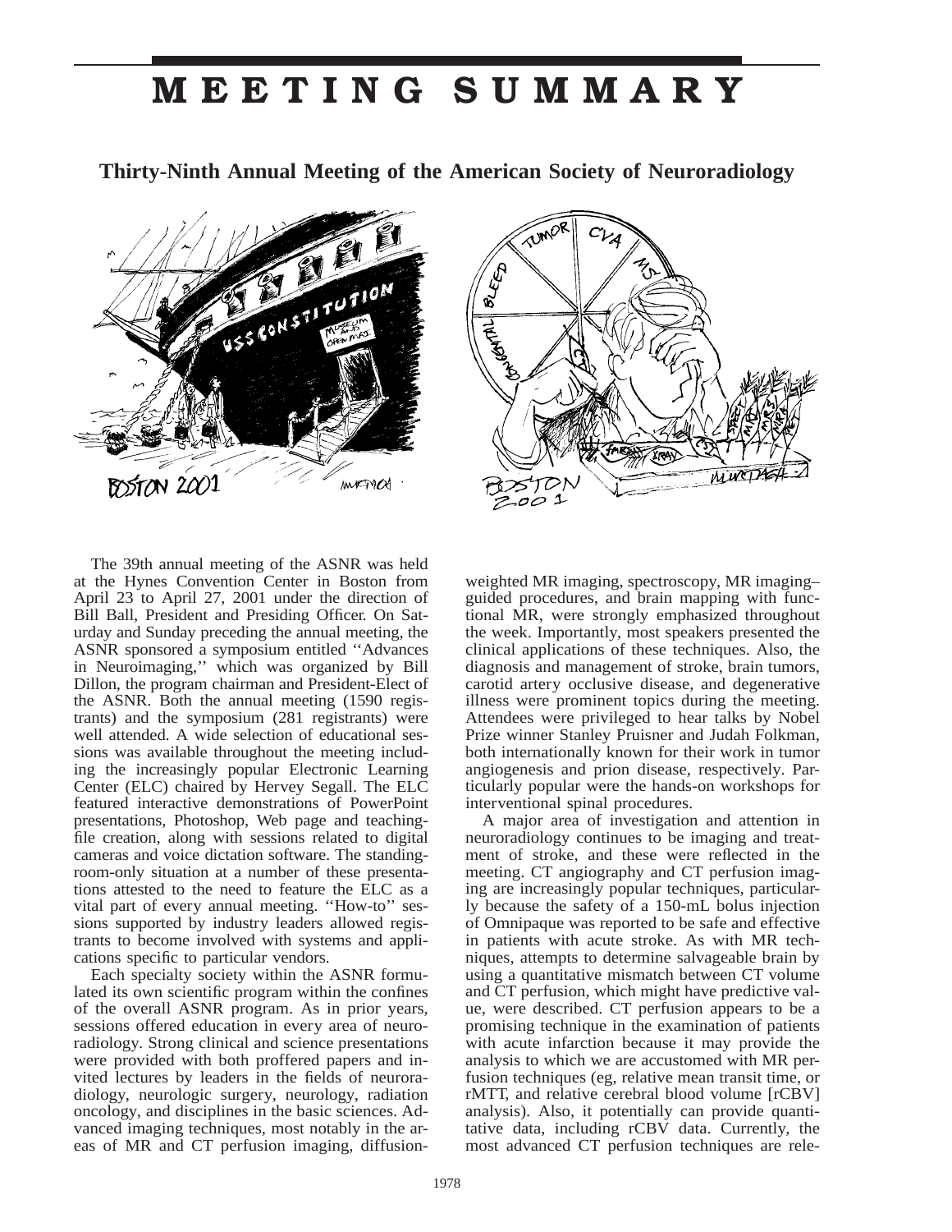# MEETING SUMMARY

## Thirty-Ninth Annual Meeting of the American Society of Neuroradiology

The 39th annual meeting of the ASNR was held at the Hynes Convention Center in Boston from April 23 to April 27, 2001 under the direction of Bill Ball, President and Presiding Officer. On Saturday and Sunday preceding the annual meeting, the ASNR sponsored a symposium entitled ''Advances in Neuroimaging,'' which was organized by Bill Dillon, the program chairman and President-Elect of the ASNR. Both the annual meeting (1590 registrants) and the symposium (281 registrants) were well attended. A wide selection of educational sessions was available throughout the meeting including the increasingly popular Electronic Learning Center (ELC) chaired by Hervey Segall. The ELC featured interactive demonstrations of PowerPoint presentations, Photoshop, Web page and teaching-file creation, along with sessions related to digital cameras and voice dictation software. The standing-room-only situation at a number of these presentations attested to the need to feature the ELC as a vital part of every annual meeting. ''How-to'' sessions supported by industry leaders allowed registrants to become involved with systems and applications specific to particular vendors.

Each specialty society within the ASNR formulated its own scientific program within the confines of the overall ASNR program. As in prior years, sessions offered education in every area of neuroradiology. Strong clinical and science presentations were provided with both proffered papers and invited lectures by leaders in the fields of neuroradiology, neurologic surgery, neurology, radiation oncology, and disciplines in the basic sciences. Advanced imaging techniques, most notably in the areas of MR and CT perfusion imaging, diffusion-weighted MR imaging, spectroscopy, MR imaging–guided procedures, and brain mapping with functional MR, were strongly emphasized throughout the week. Importantly, most speakers presented the clinical applications of these techniques. Also, the diagnosis and management of stroke, brain tumors, carotid artery occlusive disease, and degenerative illness were prominent topics during the meeting. Attendees were privileged to hear talks by Nobel Prize winner Stanley Pruisner and Judah Folkman, both internationally known for their work in tumor angiogenesis and prion disease, respectively. Particularly popular were the hands-on workshops for interventional spinal procedures.

A major area of investigation and attention in neuroradiology continues to be imaging and treatment of stroke, and these were reflected in the meeting. CT angiography and CT perfusion imaging are increasingly popular techniques, particularly because the safety of a 150-mL bolus injection of Omnipaque was reported to be safe and effective in patients with acute stroke. As with MR techniques, attempts to determine salvageable brain by using a quantitative mismatch between CT volume and CT perfusion, which might have predictive value, were described. CT perfusion appears to be a promising technique in the examination of patients with acute infarction because it may provide the analysis to which we are accustomed with MR perfusion techniques (eg, relative mean transit time, or rMTT, and relative cerebral blood volume [rCBV] analysis). Also, it potentially can provide quantitative data, including rCBV data. Currently, the most advanced CT perfusion techniques are rele-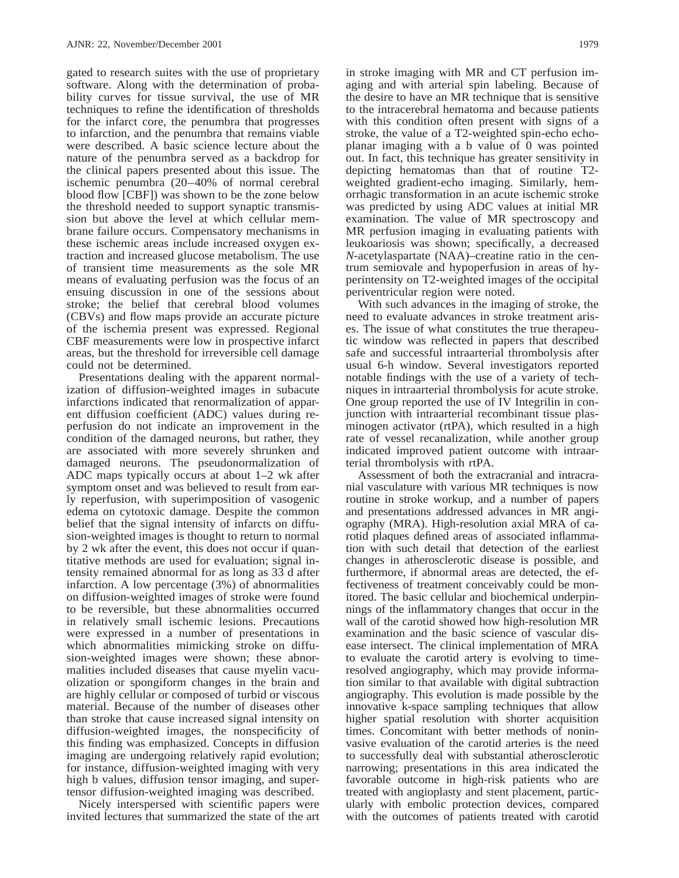gated to research suites with the use of proprietary software. Along with the determination of probability curves for tissue survival, the use of MR techniques to refine the identification of thresholds for the infarct core, the penumbra that progresses to infarction, and the penumbra that remains viable were described. A basic science lecture about the nature of the penumbra served as a backdrop for the clinical papers presented about this issue. The ischemic penumbra (20–40% of normal cerebral blood flow [CBF]) was shown to be the zone below the threshold needed to support synaptic transmission but above the level at which cellular membrane failure occurs. Compensatory mechanisms in these ischemic areas include increased oxygen extraction and increased glucose metabolism. The use of transient time measurements as the sole MR means of evaluating perfusion was the focus of an ensuing discussion in one of the sessions about stroke; the belief that cerebral blood volumes (CBVs) and flow maps provide an accurate picture of the ischemia present was expressed. Regional CBF measurements were low in prospective infarct areas, but the threshold for irreversible cell damage could not be determined.

Presentations dealing with the apparent normalization of diffusion-weighted images in subacute infarctions indicated that renormalization of apparent diffusion coefficient (ADC) values during reperfusion do not indicate an improvement in the condition of the damaged neurons, but rather, they are associated with more severely shrunken and damaged neurons. The pseudonormalization of ADC maps typically occurs at about 1–2 wk after symptom onset and was believed to result from early reperfusion, with superimposition of vasogenic edema on cytotoxic damage. Despite the common belief that the signal intensity of infarcts on diffusion-weighted images is thought to return to normal by 2 wk after the event, this does not occur if quantitative methods are used for evaluation; signal intensity remained abnormal for as long as 33 d after infarction. A low percentage (3%) of abnormalities on diffusion-weighted images of stroke were found to be reversible, but these abnormalities occurred in relatively small ischemic lesions. Precautions were expressed in a number of presentations in which abnormalities mimicking stroke on diffusion-weighted images were shown; these abnormalities included diseases that cause myelin vacuolization or spongiform changes in the brain and are highly cellular or composed of turbid or viscous material. Because of the number of diseases other than stroke that cause increased signal intensity on diffusion-weighted images, the nonspecificity of this finding was emphasized. Concepts in diffusion imaging are undergoing relatively rapid evolution; for instance, diffusion-weighted imaging with very high b values, diffusion tensor imaging, and supertensor diffusion-weighted imaging was described.

Nicely interspersed with scientific papers were invited lectures that summarized the state of the art in stroke imaging with MR and CT perfusion imaging and with arterial spin labeling. Because of the desire to have an MR technique that is sensitive to the intracerebral hematoma and because patients with this condition often present with signs of a stroke, the value of a T2-weighted spin-echo echoplanar imaging with a b value of 0 was pointed out. In fact, this technique has greater sensitivity in depicting hematomas than that of routine T2-weighted gradient-echo imaging. Similarly, hemorrhagic transformation in an acute ischemic stroke was predicted by using ADC values at initial MR examination. The value of MR spectroscopy and MR perfusion imaging in evaluating patients with leukoariosis was shown; specifically, a decreased *N*-acetylaspartate (NAA)–creatine ratio in the centrum semiovale and hypoperfusion in areas of hyperintensity on T2-weighted images of the occipital periventricular region were noted.

With such advances in the imaging of stroke, the need to evaluate advances in stroke treatment arises. The issue of what constitutes the true therapeutic window was reflected in papers that described safe and successful intraarterial thrombolysis after usual 6-h window. Several investigators reported notable findings with the use of a variety of techniques in intraarterial thrombolysis for acute stroke. One group reported the use of IV Integrilin in conjunction with intraarterial recombinant tissue plasminogen activator (rtPA), which resulted in a high rate of vessel recanalization, while another group indicated improved patient outcome with intraarterial thrombolysis with rtPA.

Assessment of both the extracranial and intracranial vasculature with various MR techniques is now routine in stroke workup, and a number of papers and presentations addressed advances in MR angiography (MRA). High-resolution axial MRA of carotid plaques defined areas of associated inflammation with such detail that detection of the earliest changes in atherosclerotic disease is possible, and furthermore, if abnormal areas are detected, the effectiveness of treatment conceivably could be monitored. The basic cellular and biochemical underpinnings of the inflammatory changes that occur in the wall of the carotid showed how high-resolution MR examination and the basic science of vascular disease intersect. The clinical implementation of MRA to evaluate the carotid artery is evolving to time-resolved angiography, which may provide information similar to that available with digital subtraction angiography. This evolution is made possible by the innovative k-space sampling techniques that allow higher spatial resolution with shorter acquisition times. Concomitant with better methods of noninvasive evaluation of the carotid arteries is the need to successfully deal with substantial atherosclerotic narrowing; presentations in this area indicated the favorable outcome in high-risk patients who are treated with angioplasty and stent placement, particularly with embolic protection devices, compared with the outcomes of patients treated with carotid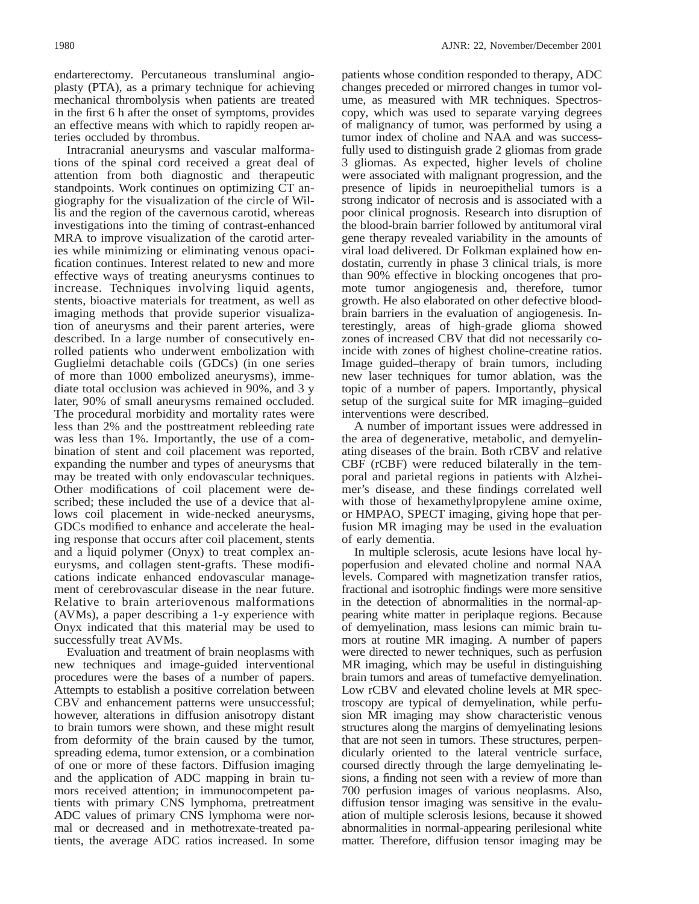endarterectomy. Percutaneous transluminal angioplasty (PTA), as a primary technique for achieving mechanical thrombolysis when patients are treated in the first 6 h after the onset of symptoms, provides an effective means with which to rapidly reopen arteries occluded by thrombus.

Intracranial aneurysms and vascular malformations of the spinal cord received a great deal of attention from both diagnostic and therapeutic standpoints. Work continues on optimizing CT angiography for the visualization of the circle of Willis and the region of the cavernous carotid, whereas investigations into the timing of contrast-enhanced MRA to improve visualization of the carotid arteries while minimizing or eliminating venous opacification continues. Interest related to new and more effective ways of treating aneurysms continues to increase. Techniques involving liquid agents, stents, bioactive materials for treatment, as well as imaging methods that provide superior visualization of aneurysms and their parent arteries, were described. In a large number of consecutively enrolled patients who underwent embolization with Guglielmi detachable coils (GDCs) (in one series of more than 1000 embolized aneurysms), immediate total occlusion was achieved in 90%, and 3 y later, 90% of small aneurysms remained occluded. The procedural morbidity and mortality rates were less than 2% and the posttreatment rebleeding rate was less than 1%. Importantly, the use of a combination of stent and coil placement was reported, expanding the number and types of aneurysms that may be treated with only endovascular techniques. Other modifications of coil placement were described; these included the use of a device that allows coil placement in wide-necked aneurysms, GDCs modified to enhance and accelerate the healing response that occurs after coil placement, stents and a liquid polymer (Onyx) to treat complex aneurysms, and collagen stent-grafts. These modifications indicate enhanced endovascular management of cerebrovascular disease in the near future. Relative to brain arteriovenous malformations (AVMs), a paper describing a 1-y experience with Onyx indicated that this material may be used to successfully treat AVMs.

Evaluation and treatment of brain neoplasms with new techniques and image-guided interventional procedures were the bases of a number of papers. Attempts to establish a positive correlation between CBV and enhancement patterns were unsuccessful; however, alterations in diffusion anisotropy distant to brain tumors were shown, and these might result from deformity of the brain caused by the tumor, spreading edema, tumor extension, or a combination of one or more of these factors. Diffusion imaging and the application of ADC mapping in brain tumors received attention; in immunocompetent patients with primary CNS lymphoma, pretreatment ADC values of primary CNS lymphoma were normal or decreased and in methotrexate-treated patients, the average ADC ratios increased. In some patients whose condition responded to therapy, ADC changes preceded or mirrored changes in tumor volume, as measured with MR techniques. Spectroscopy, which was used to separate varying degrees of malignancy of tumor, was performed by using a tumor index of choline and NAA and was successfully used to distinguish grade 2 gliomas from grade 3 gliomas. As expected, higher levels of choline were associated with malignant progression, and the presence of lipids in neuroepithelial tumors is a strong indicator of necrosis and is associated with a poor clinical prognosis. Research into disruption of the blood-brain barrier followed by antitumoral viral gene therapy revealed variability in the amounts of viral load delivered. Dr Folkman explained how endostatin, currently in phase 3 clinical trials, is more than 90% effective in blocking oncogenes that promote tumor angiogenesis and, therefore, tumor growth. He also elaborated on other defective blood-brain barriers in the evaluation of angiogenesis. Interestingly, areas of high-grade glioma showed zones of increased CBV that did not necessarily coincide with zones of highest choline-creatine ratios. Image guided–therapy of brain tumors, including new laser techniques for tumor ablation, was the topic of a number of papers. Importantly, physical setup of the surgical suite for MR imaging–guided interventions were described.

A number of important issues were addressed in the area of degenerative, metabolic, and demyelinating diseases of the brain. Both rCBV and relative CBF (rCBF) were reduced bilaterally in the temporal and parietal regions in patients with Alzheimer's disease, and these findings correlated well with those of hexamethylpropylene amine oxime, or HMPAO, SPECT imaging, giving hope that perfusion MR imaging may be used in the evaluation of early dementia.

In multiple sclerosis, acute lesions have local hypoperfusion and elevated choline and normal NAA levels. Compared with magnetization transfer ratios, fractional and isotrophic findings were more sensitive in the detection of abnormalities in the normal-appearing white matter in periplaque regions. Because of demyelination, mass lesions can mimic brain tumors at routine MR imaging. A number of papers were directed to newer techniques, such as perfusion MR imaging, which may be useful in distinguishing brain tumors and areas of tumefactive demyelination. Low rCBV and elevated choline levels at MR spectroscopy are typical of demyelination, while perfusion MR imaging may show characteristic venous structures along the margins of demyelinating lesions that are not seen in tumors. These structures, perpendicularly oriented to the lateral ventricle surface, coursed directly through the large demyelinating lesions, a finding not seen with a review of more than 700 perfusion images of various neoplasms. Also, diffusion tensor imaging was sensitive in the evaluation of multiple sclerosis lesions, because it showed abnormalities in normal-appearing perilesional white matter. Therefore, diffusion tensor imaging may be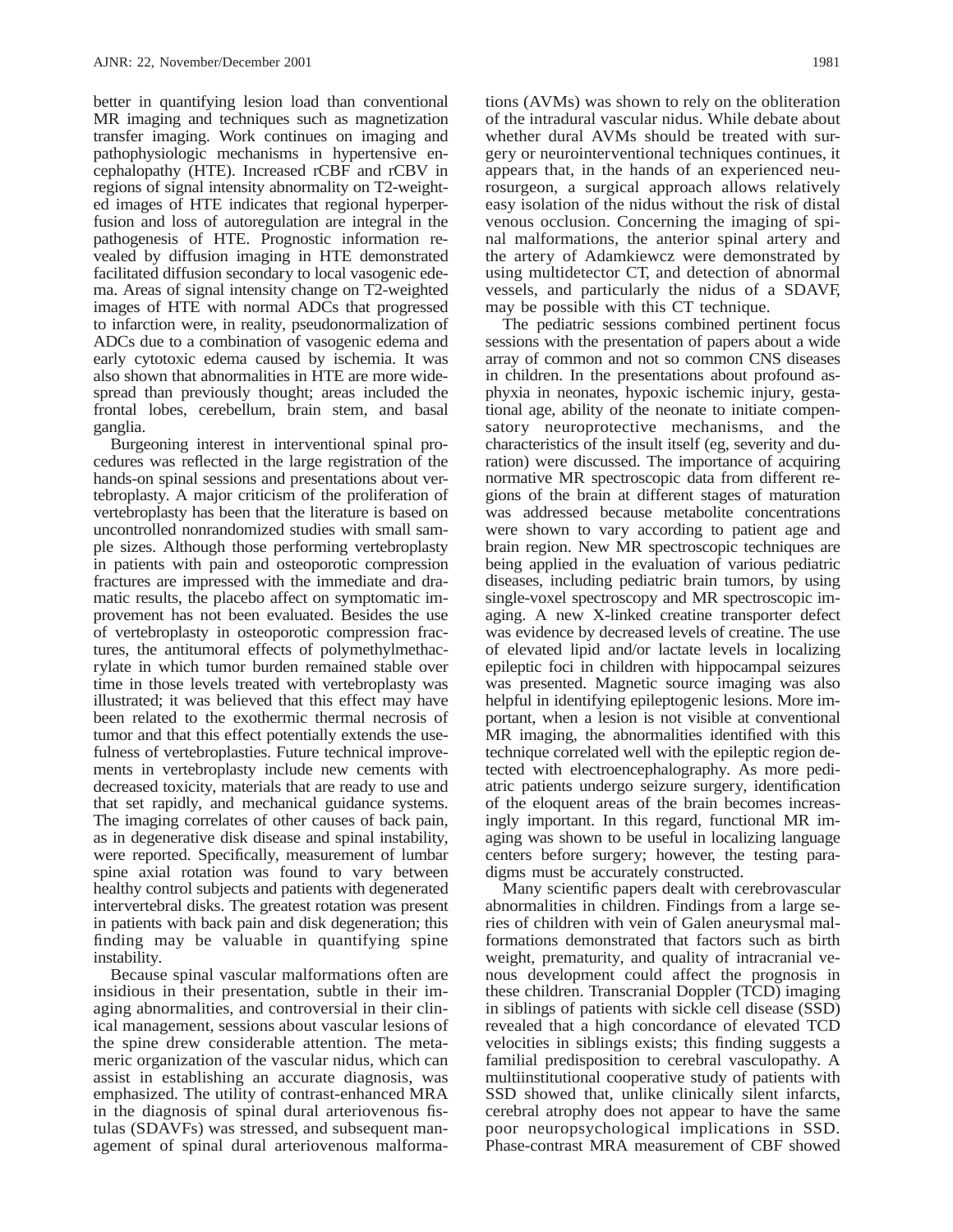better in quantifying lesion load than conventional MR imaging and techniques such as magnetization transfer imaging. Work continues on imaging and pathophysiologic mechanisms in hypertensive encephalopathy (HTE). Increased rCBF and rCBV in regions of signal intensity abnormality on T2-weighted images of HTE indicates that regional hyperperfusion and loss of autoregulation are integral in the pathogenesis of HTE. Prognostic information revealed by diffusion imaging in HTE demonstrated facilitated diffusion secondary to local vasogenic edema. Areas of signal intensity change on T2-weighted images of HTE with normal ADCs that progressed to infarction were, in reality, pseudonormalization of ADCs due to a combination of vasogenic edema and early cytotoxic edema caused by ischemia. It was also shown that abnormalities in HTE are more widespread than previously thought; areas included the frontal lobes, cerebellum, brain stem, and basal ganglia.

Burgeoning interest in interventional spinal procedures was reflected in the large registration of the hands-on spinal sessions and presentations about vertebroplasty. A major criticism of the proliferation of vertebroplasty has been that the literature is based on uncontrolled nonrandomized studies with small sample sizes. Although those performing vertebroplasty in patients with pain and osteoporotic compression fractures are impressed with the immediate and dramatic results, the placebo affect on symptomatic improvement has not been evaluated. Besides the use of vertebroplasty in osteoporotic compression fractures, the antitumoral effects of polymethylmethacrylate in which tumor burden remained stable over time in those levels treated with vertebroplasty was illustrated; it was believed that this effect may have been related to the exothermic thermal necrosis of tumor and that this effect potentially extends the usefulness of vertebroplasties. Future technical improvements in vertebroplasty include new cements with decreased toxicity, materials that are ready to use and that set rapidly, and mechanical guidance systems. The imaging correlates of other causes of back pain, as in degenerative disk disease and spinal instability, were reported. Specifically, measurement of lumbar spine axial rotation was found to vary between healthy control subjects and patients with degenerated intervertebral disks. The greatest rotation was present in patients with back pain and disk degeneration; this finding may be valuable in quantifying spine instability.

Because spinal vascular malformations often are insidious in their presentation, subtle in their imaging abnormalities, and controversial in their clinical management, sessions about vascular lesions of the spine drew considerable attention. The metameric organization of the vascular nidus, which can assist in establishing an accurate diagnosis, was emphasized. The utility of contrast-enhanced MRA in the diagnosis of spinal dural arteriovenous fistulas (SDAVFs) was stressed, and subsequent management of spinal dural arteriovenous malformations (AVMs) was shown to rely on the obliteration of the intradural vascular nidus. While debate about whether dural AVMs should be treated with surgery or neurointerventional techniques continues, it appears that, in the hands of an experienced neurosurgeon, a surgical approach allows relatively easy isolation of the nidus without the risk of distal venous occlusion. Concerning the imaging of spinal malformations, the anterior spinal artery and the artery of Adamkiewcz were demonstrated by using multidetector CT, and detection of abnormal vessels, and particularly the nidus of a SDAVF, may be possible with this CT technique.

The pediatric sessions combined pertinent focus sessions with the presentation of papers about a wide array of common and not so common CNS diseases in children. In the presentations about profound asphyxia in neonates, hypoxic ischemic injury, gestational age, ability of the neonate to initiate compensatory neuroprotective mechanisms, and the characteristics of the insult itself (eg, severity and duration) were discussed. The importance of acquiring normative MR spectroscopic data from different regions of the brain at different stages of maturation was addressed because metabolite concentrations were shown to vary according to patient age and brain region. New MR spectroscopic techniques are being applied in the evaluation of various pediatric diseases, including pediatric brain tumors, by using single-voxel spectroscopy and MR spectroscopic imaging. A new X-linked creatine transporter defect was evidence by decreased levels of creatine. The use of elevated lipid and/or lactate levels in localizing epileptic foci in children with hippocampal seizures was presented. Magnetic source imaging was also helpful in identifying epileptogenic lesions. More important, when a lesion is not visible at conventional MR imaging, the abnormalities identified with this technique correlated well with the epileptic region detected with electroencephalography. As more pediatric patients undergo seizure surgery, identification of the eloquent areas of the brain becomes increasingly important. In this regard, functional MR imaging was shown to be useful in localizing language centers before surgery; however, the testing paradigms must be accurately constructed.

Many scientific papers dealt with cerebrovascular abnormalities in children. Findings from a large series of children with vein of Galen aneurysmal malformations demonstrated that factors such as birth weight, prematurity, and quality of intracranial venous development could affect the prognosis in these children. Transcranial Doppler (TCD) imaging in siblings of patients with sickle cell disease (SSD) revealed that a high concordance of elevated TCD velocities in siblings exists; this finding suggests a familial predisposition to cerebral vasculopathy. A multiinstitutional cooperative study of patients with SSD showed that, unlike clinically silent infarcts, cerebral atrophy does not appear to have the same poor neuropsychological implications in SSD. Phase-contrast MRA measurement of CBF showed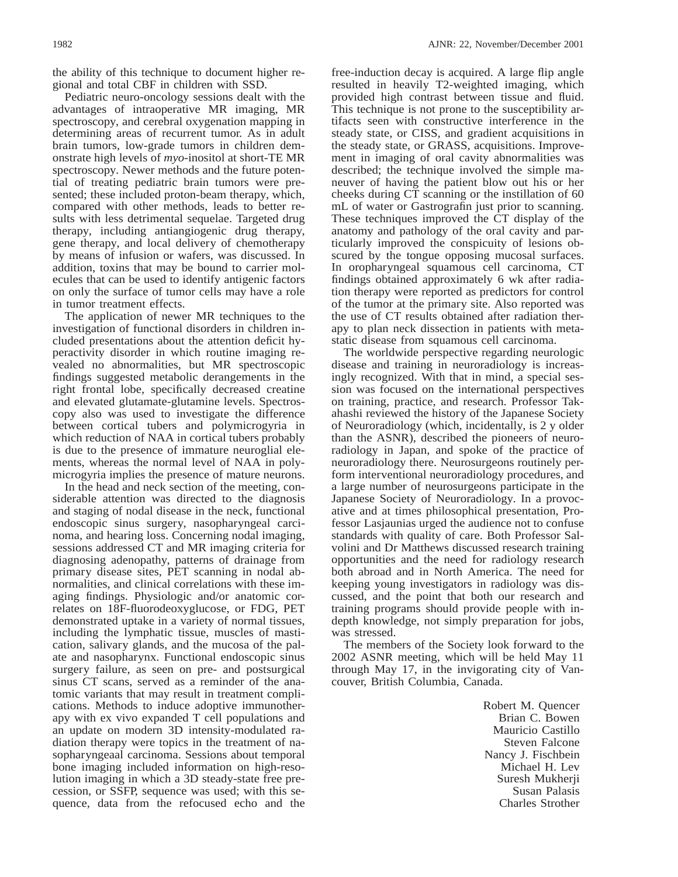the ability of this technique to document higher regional and total CBF in children with SSD.

Pediatric neuro-oncology sessions dealt with the advantages of intraoperative MR imaging, MR spectroscopy, and cerebral oxygenation mapping in determining areas of recurrent tumor. As in adult brain tumors, low-grade tumors in children demonstrate high levels of *myo*-inositol at short-TE MR spectroscopy. Newer methods and the future potential of treating pediatric brain tumors were presented; these included proton-beam therapy, which, compared with other methods, leads to better results with less detrimental sequelae. Targeted drug therapy, including antiangiogenic drug therapy, gene therapy, and local delivery of chemotherapy by means of infusion or wafers, was discussed. In addition, toxins that may be bound to carrier molecules that can be used to identify antigenic factors on only the surface of tumor cells may have a role in tumor treatment effects.

The application of newer MR techniques to the investigation of functional disorders in children included presentations about the attention deficit hyperactivity disorder in which routine imaging revealed no abnormalities, but MR spectroscopic findings suggested metabolic derangements in the right frontal lobe, specifically decreased creatine and elevated glutamate-glutamine levels. Spectroscopy also was used to investigate the difference between cortical tubers and polymicrogyria in which reduction of NAA in cortical tubers probably is due to the presence of immature neuroglial elements, whereas the normal level of NAA in polymicrogyria implies the presence of mature neurons.

In the head and neck section of the meeting, considerable attention was directed to the diagnosis and staging of nodal disease in the neck, functional endoscopic sinus surgery, nasopharyngeal carcinoma, and hearing loss. Concerning nodal imaging, sessions addressed CT and MR imaging criteria for diagnosing adenopathy, patterns of drainage from primary disease sites, PET scanning in nodal abnormalities, and clinical correlations with these imaging findings. Physiologic and/or anatomic correlates on 18F-fluorodeoxyglucose, or FDG, PET demonstrated uptake in a variety of normal tissues, including the lymphatic tissue, muscles of mastication, salivary glands, and the mucosa of the palate and nasopharynx. Functional endoscopic sinus surgery failure, as seen on pre- and postsurgical sinus CT scans, served as a reminder of the anatomic variants that may result in treatment complications. Methods to induce adoptive immunotherapy with ex vivo expanded T cell populations and an update on modern 3D intensity-modulated radiation therapy were topics in the treatment of nasopharyngeaal carcinoma. Sessions about temporal bone imaging included information on high-resolution imaging in which a 3D steady-state free precession, or SSFP, sequence was used; with this sequence, data from the refocused echo and the free-induction decay is acquired. A large flip angle resulted in heavily T2-weighted imaging, which provided high contrast between tissue and fluid. This technique is not prone to the susceptibility artifacts seen with constructive interference in the steady state, or CISS, and gradient acquisitions in the steady state, or GRASS, acquisitions. Improvement in imaging of oral cavity abnormalities was described; the technique involved the simple maneuver of having the patient blow out his or her cheeks during CT scanning or the instillation of 60 mL of water or Gastrografin just prior to scanning. These techniques improved the CT display of the anatomy and pathology of the oral cavity and particularly improved the conspicuity of lesions obscured by the tongue opposing mucosal surfaces. In oropharyngeal squamous cell carcinoma, CT findings obtained approximately 6 wk after radiation therapy were reported as predictors for control of the tumor at the primary site. Also reported was the use of CT results obtained after radiation therapy to plan neck dissection in patients with metastatic disease from squamous cell carcinoma.

The worldwide perspective regarding neurologic disease and training in neuroradiology is increasingly recognized. With that in mind, a special session was focused on the international perspectives on training, practice, and research. Professor Takahashi reviewed the history of the Japanese Society of Neuroradiology (which, incidentally, is 2 y older than the ASNR), described the pioneers of neuroradiology in Japan, and spoke of the practice of neuroradiology there. Neurosurgeons routinely perform interventional neuroradiology procedures, and a large number of neurosurgeons participate in the Japanese Society of Neuroradiology. In a provocative and at times philosophical presentation, Professor Lasjaunias urged the audience not to confuse standards with quality of care. Both Professor Salvolini and Dr Matthews discussed research training opportunities and the need for radiology research both abroad and in North America. The need for keeping young investigators in radiology was discussed, and the point that both our research and training programs should provide people with in-depth knowledge, not simply preparation for jobs, was stressed.

The members of the Society look forward to the 2002 ASNR meeting, which will be held May 11 through May 17, in the invigorating city of Vancouver, British Columbia, Canada.

Robert M. Quencer
Brian C. Bowen
Mauricio Castillo
Steven Falcone
Nancy J. Fischbein
Michael H. Lev
Suresh Mukherji
Susan Palasis
Charles Strother